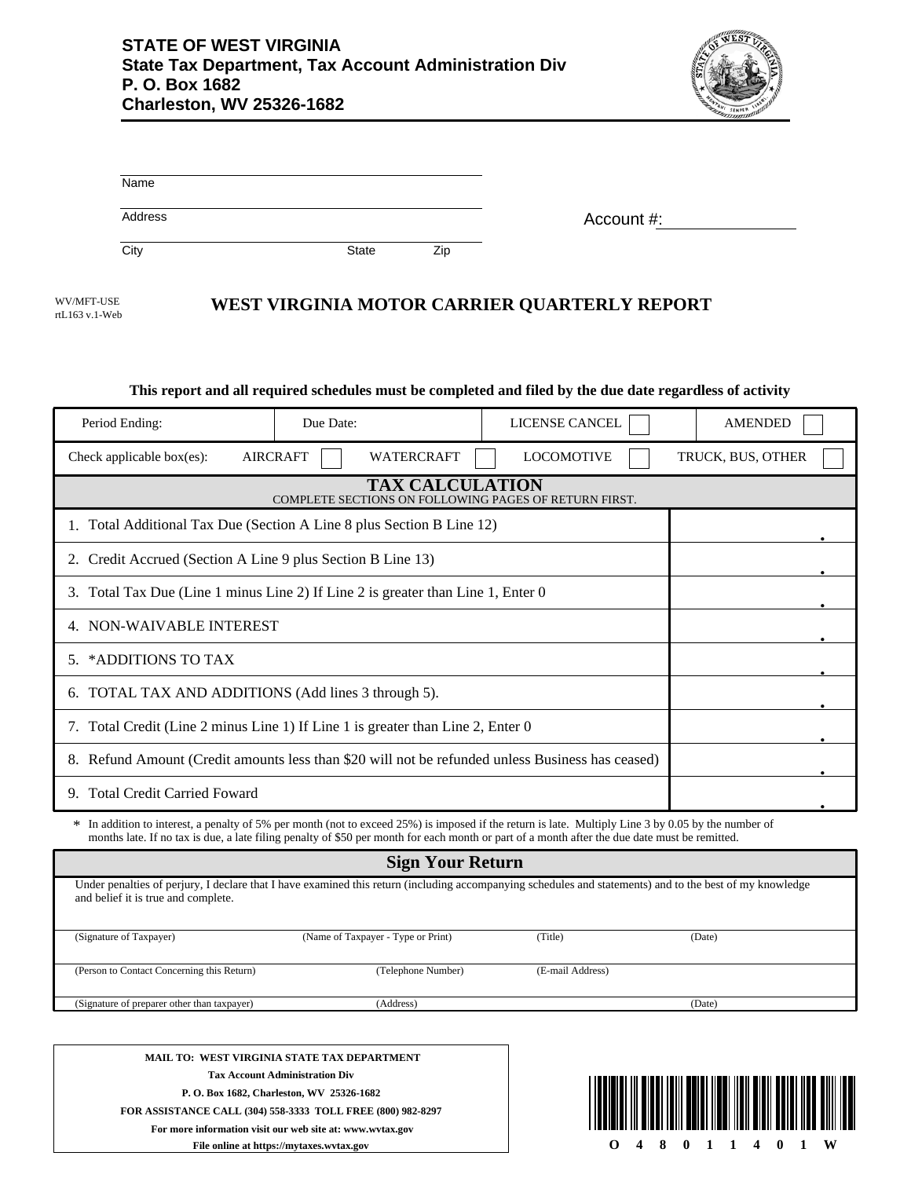**STATE OF WEST VIRGINIA**
**State Tax Department, Tax Account Administration Div**
**P. O. Box 1682**
**Charleston, WV 25326-1682**

Name

Address

City State Zip

Account #:

WV/MFT-USE
rtL163 v.1-Web

# WEST VIRGINIA MOTOR CARRIER QUARTERLY REPORT

**This report and all required schedules must be completed and filed by the due date regardless of activity**

| Period Ending: | Due Date: | LICENSE CANCEL ☐ | AMENDED ☐ |
|---|---|---|---|
| Check applicable box(es): AIRCRAFT ☐ | WATERCRAFT ☐ | LOCOMOTIVE ☐ | TRUCK, BUS, OTHER ☐ |

## TAX CALCULATION

COMPLETE SECTIONS ON FOLLOWING PAGES OF RETURN FIRST.

| Line | Amount |
|---|---|
| 1. Total Additional Tax Due (Section A Line 8 plus Section B Line 12) | . |
| 2. Credit Accrued (Section A Line 9 plus Section B Line 13) | . |
| 3. Total Tax Due (Line 1 minus Line 2) If Line 2 is greater than Line 1, Enter 0 | . |
| 4. NON-WAIVABLE INTEREST | . |
| 5. *ADDITIONS TO TAX | . |
| 6. TOTAL TAX AND ADDITIONS (Add lines 3 through 5). | . |
| 7. Total Credit (Line 2 minus Line 1) If Line 1 is greater than Line 2, Enter 0 | . |
| 8. Refund Amount (Credit amounts less than $20 will not be refunded unless Business has ceased) | . |
| 9. Total Credit Carried Foward | . |

* In addition to interest, a penalty of 5% per month (not to exceed 25%) is imposed if the return is late. Multiply Line 3 by 0.05 by the number of months late. If no tax is due, a late filing penalty of $50 per month for each month or part of a month after the due date must be remitted.

## Sign Your Return

Under penalties of perjury, I declare that I have examined this return (including accompanying schedules and statements) and to the best of my knowledge and belief it is true and complete.

(Signature of Taxpayer) (Name of Taxpayer - Type or Print) (Title) (Date)

(Person to Contact Concerning this Return) (Telephone Number) (E-mail Address)

(Signature of preparer other than taxpayer) (Address) (Date)

**MAIL TO: WEST VIRGINIA STATE TAX DEPARTMENT**
**Tax Account Administration Div**
**P. O. Box 1682, Charleston, WV 25326-1682**
**FOR ASSISTANCE CALL (304) 558-3333 TOLL FREE (800) 982-8297**
**For more information visit our web site at: www.wvtax.gov**
**File online at https://mytaxes.wvtax.gov**

O 4 8 0 1 1 4 0 1 W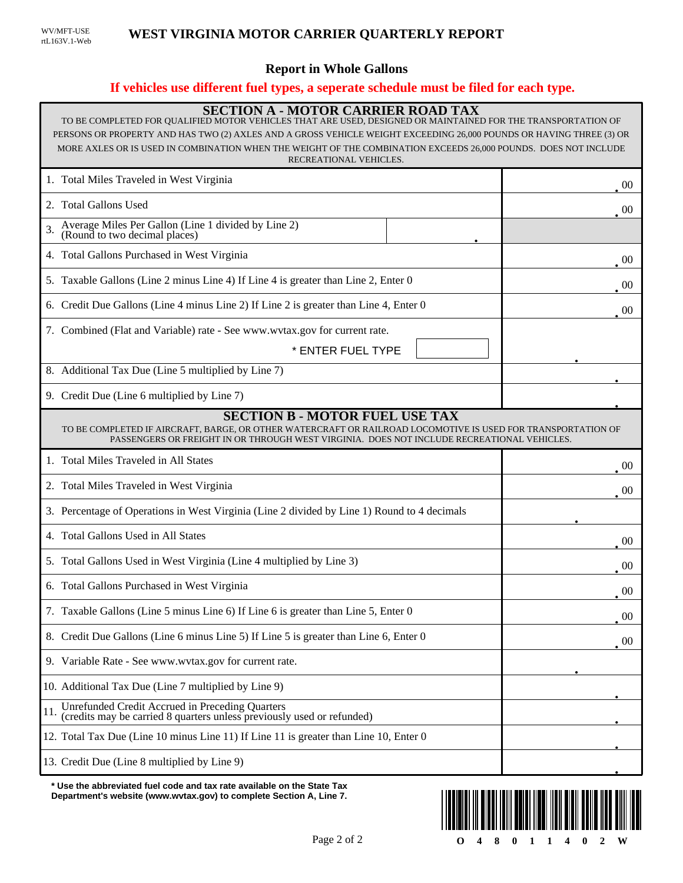WV/MFT-USE
rtL163V.1-Web

# WEST VIRGINIA MOTOR CARRIER QUARTERLY REPORT

**Report in Whole Gallons**

**If vehicles use different fuel types, a seperate schedule must be filed for each type.**

## SECTION A - MOTOR CARRIER ROAD TAX

TO BE COMPLETED FOR QUALIFIED MOTOR VEHICLES THAT ARE USED, DESIGNED OR MAINTAINED FOR THE TRANSPORTATION OF PERSONS OR PROPERTY AND HAS TWO (2) AXLES AND A GROSS VEHICLE WEIGHT EXCEEDING 26,000 POUNDS OR HAVING THREE (3) OR MORE AXLES OR IS USED IN COMBINATION WHEN THE WEIGHT OF THE COMBINATION EXCEEDS 26,000 POUNDS. DOES NOT INCLUDE RECREATIONAL VEHICLES.

| | |
|---|---|
| 1. Total Miles Traveled in West Virginia | .00 |
| 2. Total Gallons Used | .00 |
| 3. Average Miles Per Gallon (Line 1 divided by Line 2) (Round to two decimal places) . | |
| 4. Total Gallons Purchased in West Virginia | .00 |
| 5. Taxable Gallons (Line 2 minus Line 4) If Line 4 is greater than Line 2, Enter 0 | .00 |
| 6. Credit Due Gallons (Line 4 minus Line 2) If Line 2 is greater than Line 4, Enter 0 | .00 |
| 7. Combined (Flat and Variable) rate - See www.wvtax.gov for current rate. * ENTER FUEL TYPE | . |
| 8. Additional Tax Due (Line 5 multiplied by Line 7) | . |
| 9. Credit Due (Line 6 multiplied by Line 7) | . |

## SECTION B - MOTOR FUEL USE TAX

TO BE COMPLETED IF AIRCRAFT, BARGE, OR OTHER WATERCRAFT OR RAILROAD LOCOMOTIVE IS USED FOR TRANSPORTATION OF PASSENGERS OR FREIGHT IN OR THROUGH WEST VIRGINIA. DOES NOT INCLUDE RECREATIONAL VEHICLES.

| | |
|---|---|
| 1. Total Miles Traveled in All States | .00 |
| 2. Total Miles Traveled in West Virginia | .00 |
| 3. Percentage of Operations in West Virginia (Line 2 divided by Line 1) Round to 4 decimals | . |
| 4. Total Gallons Used in All States | .00 |
| 5. Total Gallons Used in West Virginia (Line 4 multiplied by Line 3) | .00 |
| 6. Total Gallons Purchased in West Virginia | .00 |
| 7. Taxable Gallons (Line 5 minus Line 6) If Line 6 is greater than Line 5, Enter 0 | .00 |
| 8. Credit Due Gallons (Line 6 minus Line 5) If Line 5 is greater than Line 6, Enter 0 | .00 |
| 9. Variable Rate - See www.wvtax.gov for current rate. | . |
| 10. Additional Tax Due (Line 7 multiplied by Line 9) | . |
| 11. Unrefunded Credit Accrued in Preceding Quarters (credits may be carried 8 quarters unless previously used or refunded) | . |
| 12. Total Tax Due (Line 10 minus Line 11) If Line 11 is greater than Line 10, Enter 0 | . |
| 13. Credit Due (Line 8 multiplied by Line 9) | . |

**\* Use the abbreviated fuel code and tax rate available on the State Tax Department's website (www.wvtax.gov) to complete Section A, Line 7.**

O 4 8 0 1 1 4 0 2 W